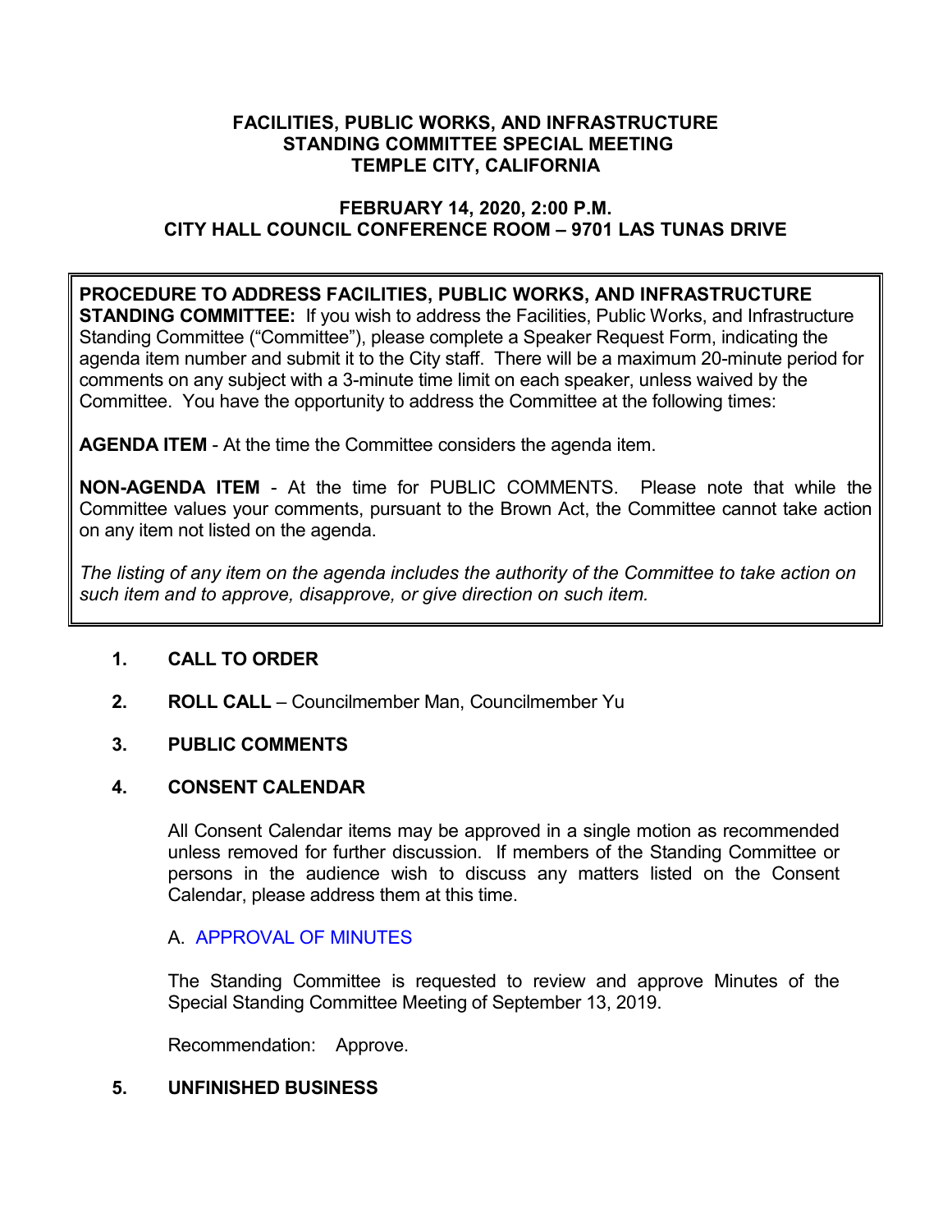# FACILITIES, PUBLIC WORKS, AND INFRASTRUCTURE STANDING COMMITTEE SPECIAL MEETING TEMPLE CITY, CALIFORNIA

## FEBRUARY 14, 2020, 2:00 P.M.
## CITY HALL COUNCIL CONFERENCE ROOM – 9701 LAS TUNAS DRIVE

**PROCEDURE TO ADDRESS FACILITIES, PUBLIC WORKS, AND INFRASTRUCTURE STANDING COMMITTEE:** If you wish to address the Facilities, Public Works, and Infrastructure Standing Committee ("Committee"), please complete a Speaker Request Form, indicating the agenda item number and submit it to the City staff. There will be a maximum 20-minute period for comments on any subject with a 3-minute time limit on each speaker, unless waived by the Committee. You have the opportunity to address the Committee at the following times:

**AGENDA ITEM** - At the time the Committee considers the agenda item.

**NON-AGENDA ITEM** - At the time for PUBLIC COMMENTS. Please note that while the Committee values your comments, pursuant to the Brown Act, the Committee cannot take action on any item not listed on the agenda.

*The listing of any item on the agenda includes the authority of the Committee to take action on such item and to approve, disapprove, or give direction on such item.*

1. **CALL TO ORDER**

2. **ROLL CALL** – Councilmember Man, Councilmember Yu

3. **PUBLIC COMMENTS**

4. **CONSENT CALENDAR**

   All Consent Calendar items may be approved in a single motion as recommended unless removed for further discussion. If members of the Standing Committee or persons in the audience wish to discuss any matters listed on the Consent Calendar, please address them at this time.

   A. APPROVAL OF MINUTES

   The Standing Committee is requested to review and approve Minutes of the Special Standing Committee Meeting of September 13, 2019.

   Recommendation: Approve.

5. **UNFINISHED BUSINESS**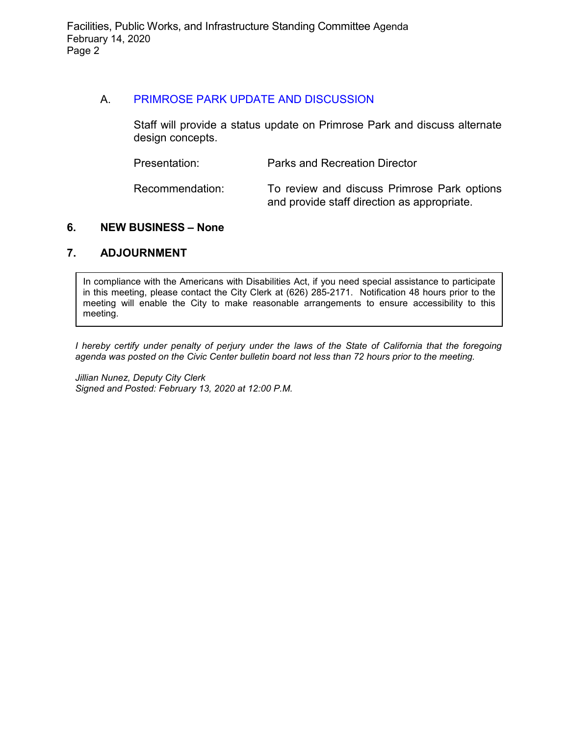A. PRIMROSE PARK UPDATE AND DISCUSSION

Staff will provide a status update on Primrose Park and discuss alternate design concepts.

| | |
|---|---|
| Presentation: | Parks and Recreation Director |
| Recommendation: | To review and discuss Primrose Park options and provide staff direction as appropriate. |

## 6. NEW BUSINESS – None

## 7. ADJOURNMENT

In compliance with the Americans with Disabilities Act, if you need special assistance to participate in this meeting, please contact the City Clerk at (626) 285-2171. Notification 48 hours prior to the meeting will enable the City to make reasonable arrangements to ensure accessibility to this meeting.

*I hereby certify under penalty of perjury under the laws of the State of California that the foregoing agenda was posted on the Civic Center bulletin board not less than 72 hours prior to the meeting.*

*Jillian Nunez, Deputy City Clerk*
*Signed and Posted: February 13, 2020 at 12:00 P.M.*